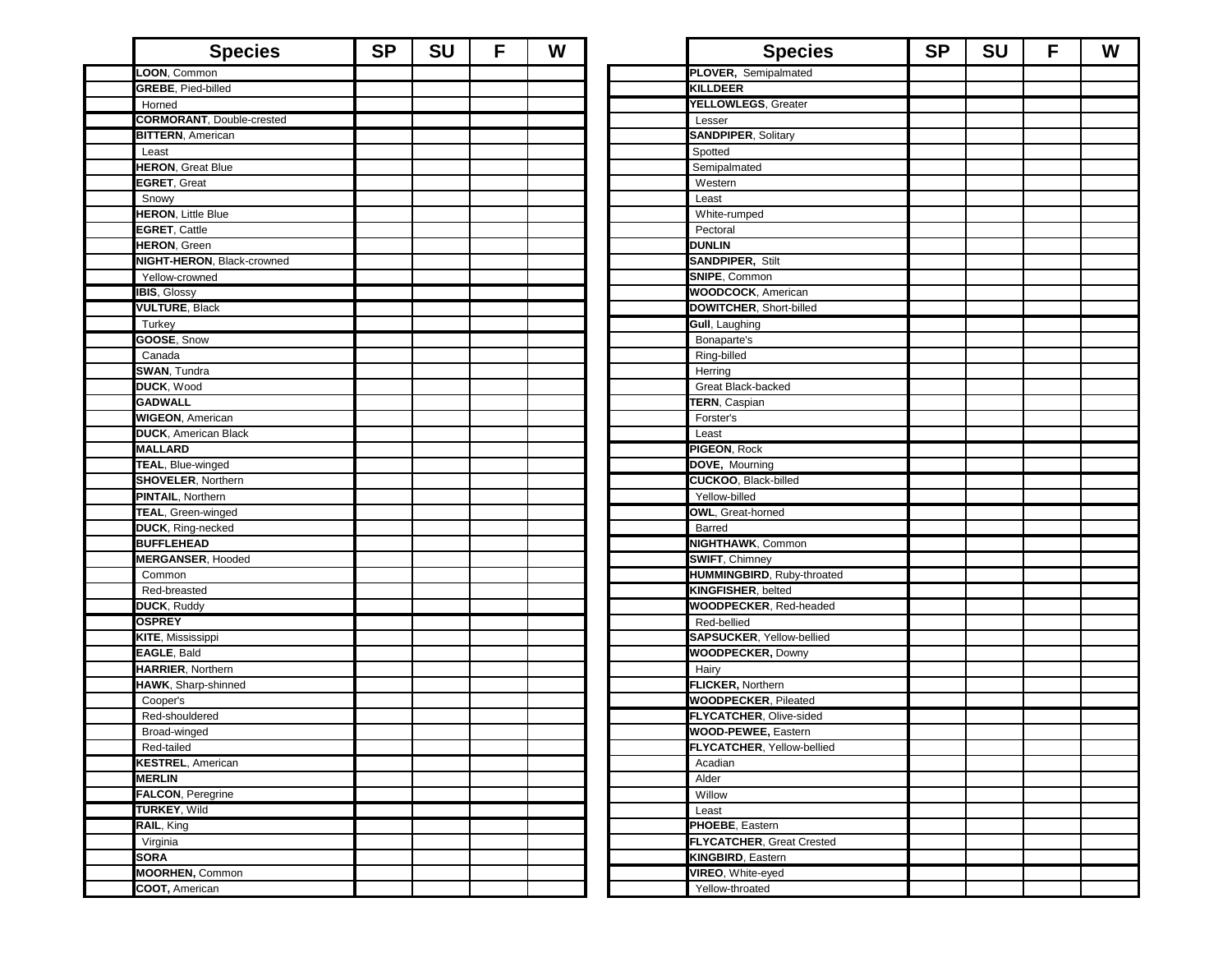| Species | SP | SU | F | W |
|---|---|---|---|---|
| **LOON**, Common | | | | |
| **GREBE**, Pied-billed | | | | |
| Horned | | | | |
| **CORMORANT**, Double-crested | | | | |
| **BITTERN**, American | | | | |
| Least | | | | |
| **HERON**, Great Blue | | | | |
| **EGRET**, Great | | | | |
| Snowy | | | | |
| **HERON**, Little Blue | | | | |
| **EGRET**, Cattle | | | | |
| **HERON**, Green | | | | |
| **NIGHT-HERON**, Black-crowned | | | | |
| Yellow-crowned | | | | |
| **IBIS**, Glossy | | | | |
| **VULTURE**, Black | | | | |
| Turkey | | | | |
| **GOOSE**, Snow | | | | |
| Canada | | | | |
| **SWAN**, Tundra | | | | |
| **DUCK**, Wood | | | | |
| **GADWALL** | | | | |
| **WIGEON**, American | | | | |
| **DUCK**, American Black | | | | |
| **MALLARD** | | | | |
| **TEAL**, Blue-winged | | | | |
| **SHOVELER**, Northern | | | | |
| **PINTAIL**, Northern | | | | |
| **TEAL**, Green-winged | | | | |
| **DUCK**, Ring-necked | | | | |
| **BUFFLEHEAD** | | | | |
| **MERGANSER**, Hooded | | | | |
| Common | | | | |
| Red-breasted | | | | |
| **DUCK**, Ruddy | | | | |
| **OSPREY** | | | | |
| **KITE**, Mississippi | | | | |
| **EAGLE**, Bald | | | | |
| **HARRIER**, Northern | | | | |
| **HAWK**, Sharp-shinned | | | | |
| Cooper's | | | | |
| Red-shouldered | | | | |
| Broad-winged | | | | |
| Red-tailed | | | | |
| **KESTREL**, American | | | | |
| **MERLIN** | | | | |
| **FALCON**, Peregrine | | | | |
| **TURKEY**, Wild | | | | |
| **RAIL**, King | | | | |
| Virginia | | | | |
| **SORA** | | | | |
| **MOORHEN,** Common | | | | |
| **COOT,** American | | | | |

| Species | SP | SU | F | W |
|---|---|---|---|---|
| **PLOVER,** Semipalmated | | | | |
| **KILLDEER** | | | | |
| **YELLOWLEGS**, Greater | | | | |
| Lesser | | | | |
| **SANDPIPER**, Solitary | | | | |
| Spotted | | | | |
| Semipalmated | | | | |
| Western | | | | |
| Least | | | | |
| White-rumped | | | | |
| Pectoral | | | | |
| **DUNLIN** | | | | |
| **SANDPIPER,** Stilt | | | | |
| **SNIPE**, Common | | | | |
| **WOODCOCK**, American | | | | |
| **DOWITCHER**, Short-billed | | | | |
| **Gull**, Laughing | | | | |
| Bonaparte's | | | | |
| Ring-billed | | | | |
| Herring | | | | |
| Great Black-backed | | | | |
| **TERN**, Caspian | | | | |
| Forster's | | | | |
| Least | | | | |
| **PIGEON**, Rock | | | | |
| **DOVE,** Mourning | | | | |
| **CUCKOO**, Black-billed | | | | |
| Yellow-billed | | | | |
| **OWL**, Great-horned | | | | |
| Barred | | | | |
| **NIGHTHAWK**, Common | | | | |
| **SWIFT**, Chimney | | | | |
| **HUMMINGBIRD**, Ruby-throated | | | | |
| **KINGFISHER**, belted | | | | |
| **WOODPECKER**, Red-headed | | | | |
| Red-bellied | | | | |
| **SAPSUCKER**, Yellow-bellied | | | | |
| **WOODPECKER,** Downy | | | | |
| Hairy | | | | |
| **FLICKER,** Northern | | | | |
| **WOODPECKER**, Pileated | | | | |
| **FLYCATCHER**, Olive-sided | | | | |
| **WOOD-PEWEE,** Eastern | | | | |
| **FLYCATCHER**, Yellow-bellied | | | | |
| Acadian | | | | |
| Alder | | | | |
| Willow | | | | |
| Least | | | | |
| **PHOEBE**, Eastern | | | | |
| **FLYCATCHER**, Great Crested | | | | |
| **KINGBIRD**, Eastern | | | | |
| **VIREO**, White-eyed | | | | |
| Yellow-throated | | | | |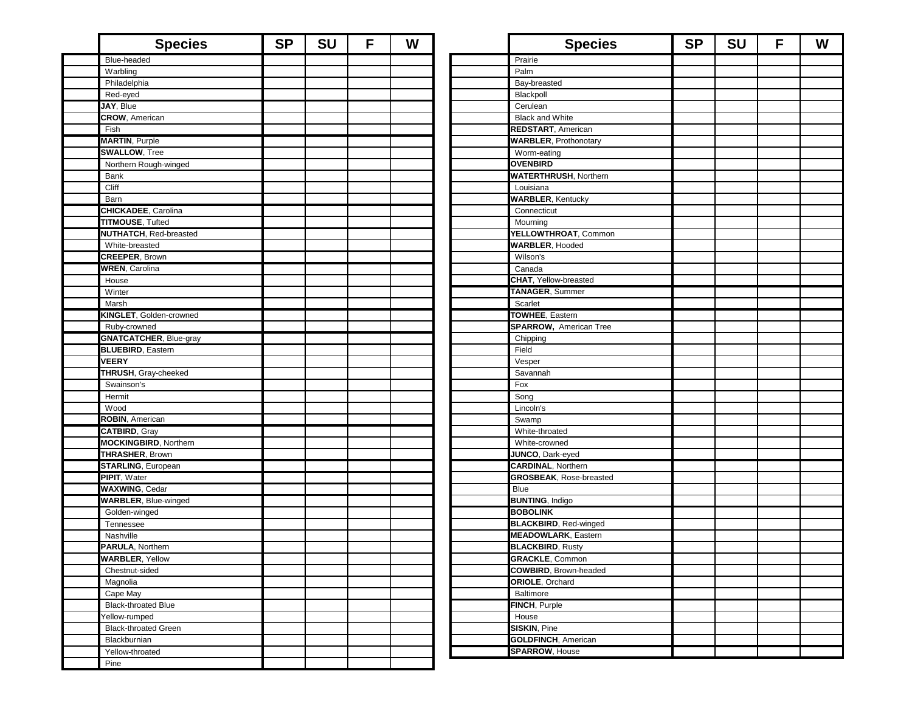| | Species | SP | SU | F | W |
|---|---|---|---|---|---|
| | Blue-headed | | | | |
| | Warbling | | | | |
| | Philadelphia | | | | |
| | Red-eyed | | | | |
| | **JAY**, Blue | | | | |
| | **CROW**, American | | | | |
| | Fish | | | | |
| | **MARTIN**, Purple | | | | |
| | **SWALLOW**, Tree | | | | |
| | Northern Rough-winged | | | | |
| | Bank | | | | |
| | Cliff | | | | |
| | Barn | | | | |
| | **CHICKADEE**, Carolina | | | | |
| | **TITMOUSE**, Tufted | | | | |
| | **NUTHATCH**, Red-breasted | | | | |
| | White-breasted | | | | |
| | **CREEPER**, Brown | | | | |
| | **WREN**, Carolina | | | | |
| | House | | | | |
| | Winter | | | | |
| | Marsh | | | | |
| | **KINGLET**, Golden-crowned | | | | |
| | Ruby-crowned | | | | |
| | **GNATCATCHER**, Blue-gray | | | | |
| | **BLUEBIRD**, Eastern | | | | |
| | **VEERY** | | | | |
| | **THRUSH**, Gray-cheeked | | | | |
| | Swainson's | | | | |
| | Hermit | | | | |
| | Wood | | | | |
| | **ROBIN**, American | | | | |
| | **CATBIRD**, Gray | | | | |
| | **MOCKINGBIRD**, Northern | | | | |
| | **THRASHER**, Brown | | | | |
| | **STARLING**, European | | | | |
| | **PIPIT**, Water | | | | |
| | **WAXWING**, Cedar | | | | |
| | **WARBLER**, Blue-winged | | | | |
| | Golden-winged | | | | |
| | Tennessee | | | | |
| | Nashville | | | | |
| | **PARULA**, Northern | | | | |
| | **WARBLER**, Yellow | | | | |
| | Chestnut-sided | | | | |
| | Magnolia | | | | |
| | Cape May | | | | |
| | Black-throated Blue | | | | |
| | Yellow-rumped | | | | |
| | Black-throated Green | | | | |
| | Blackburnian | | | | |
| | Yellow-throated | | | | |
| | Pine | | | | |

| | Species | SP | SU | F | W |
|---|---|---|---|---|---|
| | Prairie | | | | |
| | Palm | | | | |
| | Bay-breasted | | | | |
| | Blackpoll | | | | |
| | Cerulean | | | | |
| | Black and White | | | | |
| | **REDSTART**, American | | | | |
| | **WARBLER**, Prothonotary | | | | |
| | Worm-eating | | | | |
| | **OVENBIRD** | | | | |
| | **WATERTHRUSH**, Northern | | | | |
| | Louisiana | | | | |
| | **WARBLER**, Kentucky | | | | |
| | Connecticut | | | | |
| | Mourning | | | | |
| | **YELLOWTHROAT**, Common | | | | |
| | **WARBLER**, Hooded | | | | |
| | Wilson's | | | | |
| | Canada | | | | |
| | **CHAT**, Yellow-breasted | | | | |
| | **TANAGER**, Summer | | | | |
| | Scarlet | | | | |
| | **TOWHEE**, Eastern | | | | |
| | **SPARROW**, American Tree | | | | |
| | Chipping | | | | |
| | Field | | | | |
| | Vesper | | | | |
| | Savannah | | | | |
| | Fox | | | | |
| | Song | | | | |
| | Lincoln's | | | | |
| | Swamp | | | | |
| | White-throated | | | | |
| | White-crowned | | | | |
| | **JUNCO**, Dark-eyed | | | | |
| | **CARDINAL**, Northern | | | | |
| | **GROSBEAK**, Rose-breasted | | | | |
| | Blue | | | | |
| | **BUNTING**, Indigo | | | | |
| | **BOBOLINK** | | | | |
| | **BLACKBIRD**, Red-winged | | | | |
| | **MEADOWLARK**, Eastern | | | | |
| | **BLACKBIRD**, Rusty | | | | |
| | **GRACKLE**, Common | | | | |
| | **COWBIRD**, Brown-headed | | | | |
| | **ORIOLE**, Orchard | | | | |
| | Baltimore | | | | |
| | **FINCH**, Purple | | | | |
| | House | | | | |
| | **SISKIN**, Pine | | | | |
| | **GOLDFINCH**, American | | | | |
| | **SPARROW**, House | | | | |